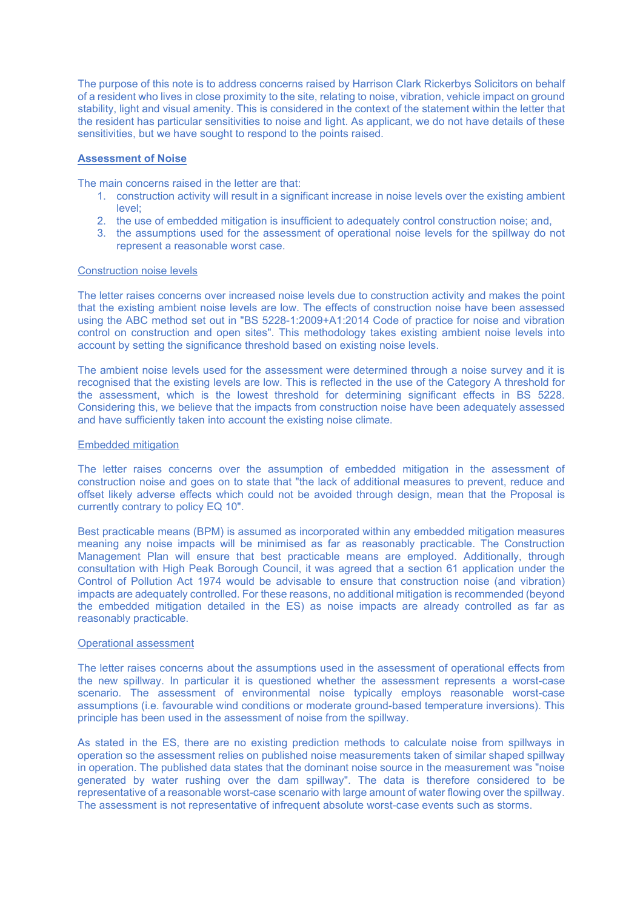The purpose of this note is to address concerns raised by Harrison Clark Rickerbys Solicitors on behalf of a resident who lives in close proximity to the site, relating to noise, vibration, vehicle impact on ground stability, light and visual amenity. This is considered in the context of the statement within the letter that the resident has particular sensitivities to noise and light. As applicant, we do not have details of these sensitivities, but we have sought to respond to the points raised.

## Assessment of Noise

The main concerns raised in the letter are that:

1. construction activity will result in a significant increase in noise levels over the existing ambient level;
2. the use of embedded mitigation is insufficient to adequately control construction noise; and,
3. the assumptions used for the assessment of operational noise levels for the spillway do not represent a reasonable worst case.

### Construction noise levels

The letter raises concerns over increased noise levels due to construction activity and makes the point that the existing ambient noise levels are low. The effects of construction noise have been assessed using the ABC method set out in "BS 5228-1:2009+A1:2014 Code of practice for noise and vibration control on construction and open sites". This methodology takes existing ambient noise levels into account by setting the significance threshold based on existing noise levels.

The ambient noise levels used for the assessment were determined through a noise survey and it is recognised that the existing levels are low. This is reflected in the use of the Category A threshold for the assessment, which is the lowest threshold for determining significant effects in BS 5228. Considering this, we believe that the impacts from construction noise have been adequately assessed and have sufficiently taken into account the existing noise climate.

### Embedded mitigation

The letter raises concerns over the assumption of embedded mitigation in the assessment of construction noise and goes on to state that "the lack of additional measures to prevent, reduce and offset likely adverse effects which could not be avoided through design, mean that the Proposal is currently contrary to policy EQ 10".

Best practicable means (BPM) is assumed as incorporated within any embedded mitigation measures meaning any noise impacts will be minimised as far as reasonably practicable. The Construction Management Plan will ensure that best practicable means are employed. Additionally, through consultation with High Peak Borough Council, it was agreed that a section 61 application under the Control of Pollution Act 1974 would be advisable to ensure that construction noise (and vibration) impacts are adequately controlled. For these reasons, no additional mitigation is recommended (beyond the embedded mitigation detailed in the ES) as noise impacts are already controlled as far as reasonably practicable.

### Operational assessment

The letter raises concerns about the assumptions used in the assessment of operational effects from the new spillway. In particular it is questioned whether the assessment represents a worst-case scenario. The assessment of environmental noise typically employs reasonable worst-case assumptions (i.e. favourable wind conditions or moderate ground-based temperature inversions). This principle has been used in the assessment of noise from the spillway.

As stated in the ES, there are no existing prediction methods to calculate noise from spillways in operation so the assessment relies on published noise measurements taken of similar shaped spillway in operation. The published data states that the dominant noise source in the measurement was "noise generated by water rushing over the dam spillway". The data is therefore considered to be representative of a reasonable worst-case scenario with large amount of water flowing over the spillway. The assessment is not representative of infrequent absolute worst-case events such as storms.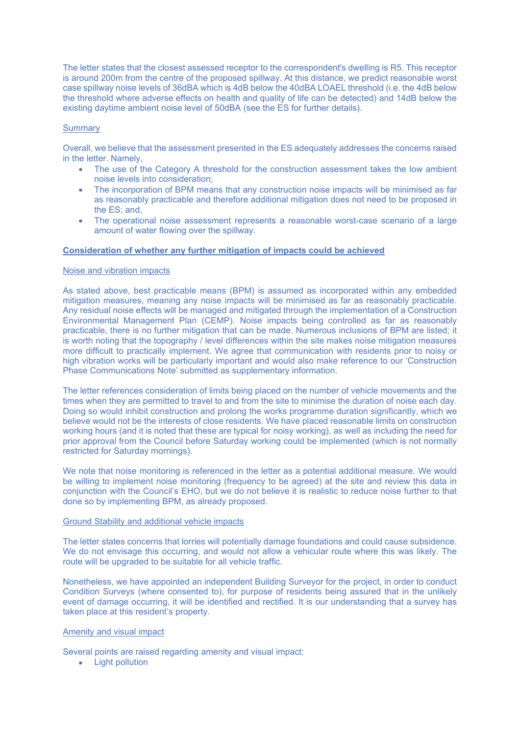The letter states that the closest assessed receptor to the correspondent's dwelling is R5. This receptor is around 200m from the centre of the proposed spillway. At this distance, we predict reasonable worst case spillway noise levels of 36dBA which is 4dB below the 40dBA LOAEL threshold (i.e. the 4dB below the threshold where adverse effects on health and quality of life can be detected) and 14dB below the existing daytime ambient noise level of 50dBA (see the ES for further details).

Summary

Overall, we believe that the assessment presented in the ES adequately addresses the concerns raised in the letter. Namely,

- The use of the Category A threshold for the construction assessment takes the low ambient noise levels into consideration;
- The incorporation of BPM means that any construction noise impacts will be minimised as far as reasonably practicable and therefore additional mitigation does not need to be proposed in the ES; and,
- The operational noise assessment represents a reasonable worst-case scenario of a large amount of water flowing over the spillway.

**Consideration of whether any further mitigation of impacts could be achieved**

Noise and vibration impacts

As stated above, best practicable means (BPM) is assumed as incorporated within any embedded mitigation measures, meaning any noise impacts will be minimised as far as reasonably practicable. Any residual noise effects will be managed and mitigated through the implementation of a Construction Environmental Management Plan (CEMP). Noise impacts being controlled as far as reasonably practicable, there is no further mitigation that can be made. Numerous inclusions of BPM are listed; it is worth noting that the topography / level differences within the site makes noise mitigation measures more difficult to practically implement. We agree that communication with residents prior to noisy or high vibration works will be particularly important and would also make reference to our 'Construction Phase Communications Note' submitted as supplementary information.

The letter references consideration of limits being placed on the number of vehicle movements and the times when they are permitted to travel to and from the site to minimise the duration of noise each day. Doing so would inhibit construction and prolong the works programme duration significantly, which we believe would not be the interests of close residents. We have placed reasonable limits on construction working hours (and it is noted that these are typical for noisy working), as well as including the need for prior approval from the Council before Saturday working could be implemented (which is not normally restricted for Saturday mornings).

We note that noise monitoring is referenced in the letter as a potential additional measure. We would be willing to implement noise monitoring (frequency to be agreed) at the site and review this data in conjunction with the Council's EHO, but we do not believe it is realistic to reduce noise further to that done so by implementing BPM, as already proposed.

Ground Stability and additional vehicle impacts

The letter states concerns that lorries will potentially damage foundations and could cause subsidence. We do not envisage this occurring, and would not allow a vehicular route where this was likely. The route will be upgraded to be suitable for all vehicle traffic.

Nonetheless, we have appointed an independent Building Surveyor for the project, in order to conduct Condition Surveys (where consented to), for purpose of residents being assured that in the unlikely event of damage occurring, it will be identified and rectified. It is our understanding that a survey has taken place at this resident's property.

Amenity and visual impact

Several points are raised regarding amenity and visual impact:

- Light pollution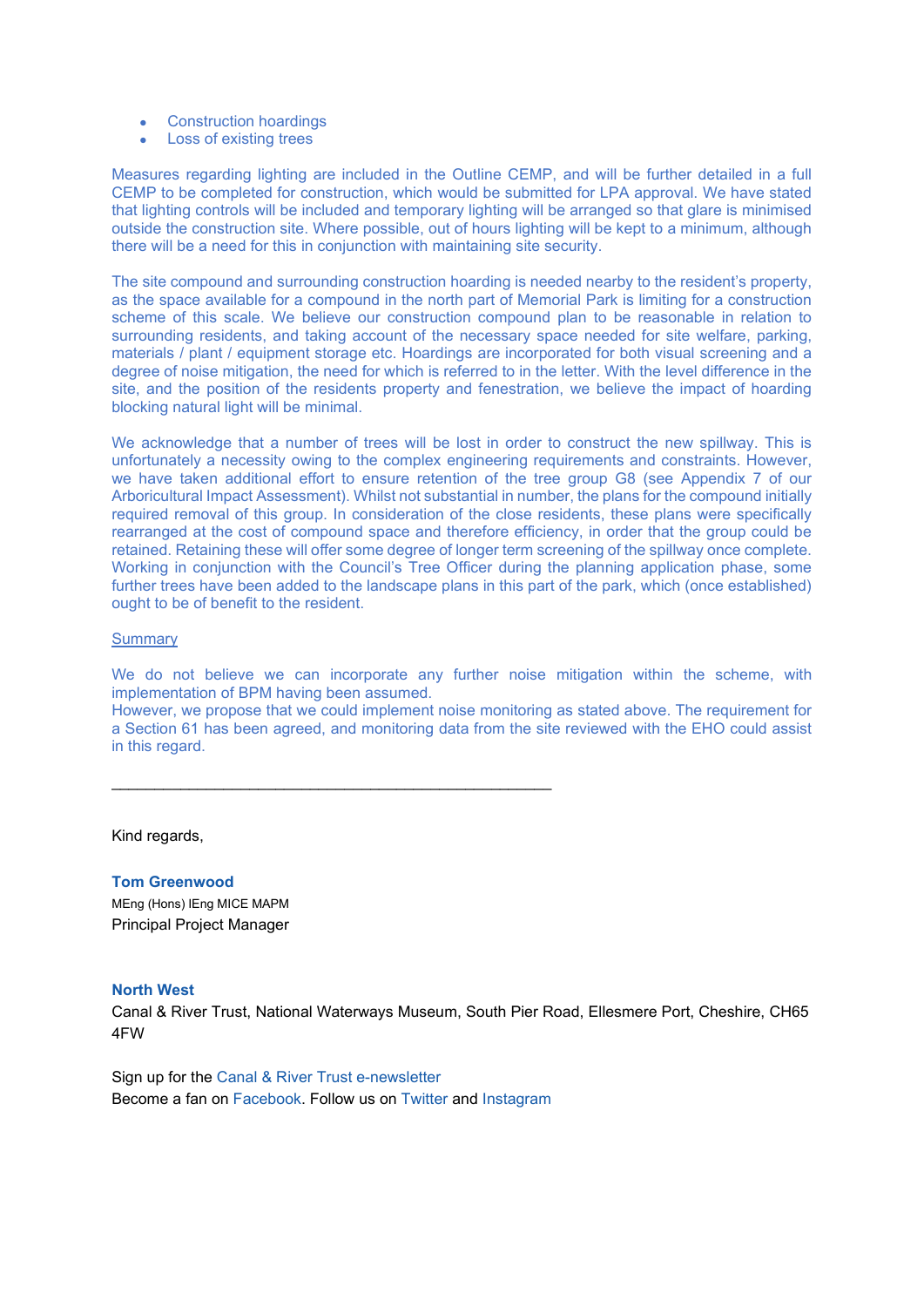- Construction hoardings
- Loss of existing trees

Measures regarding lighting are included in the Outline CEMP, and will be further detailed in a full CEMP to be completed for construction, which would be submitted for LPA approval. We have stated that lighting controls will be included and temporary lighting will be arranged so that glare is minimised outside the construction site. Where possible, out of hours lighting will be kept to a minimum, although there will be a need for this in conjunction with maintaining site security.

The site compound and surrounding construction hoarding is needed nearby to the resident's property, as the space available for a compound in the north part of Memorial Park is limiting for a construction scheme of this scale. We believe our construction compound plan to be reasonable in relation to surrounding residents, and taking account of the necessary space needed for site welfare, parking, materials / plant / equipment storage etc. Hoardings are incorporated for both visual screening and a degree of noise mitigation, the need for which is referred to in the letter. With the level difference in the site, and the position of the residents property and fenestration, we believe the impact of hoarding blocking natural light will be minimal.

We acknowledge that a number of trees will be lost in order to construct the new spillway. This is unfortunately a necessity owing to the complex engineering requirements and constraints. However, we have taken additional effort to ensure retention of the tree group G8 (see Appendix 7 of our Arboricultural Impact Assessment). Whilst not substantial in number, the plans for the compound initially required removal of this group. In consideration of the close residents, these plans were specifically rearranged at the cost of compound space and therefore efficiency, in order that the group could be retained. Retaining these will offer some degree of longer term screening of the spillway once complete. Working in conjunction with the Council's Tree Officer during the planning application phase, some further trees have been added to the landscape plans in this part of the park, which (once established) ought to be of benefit to the resident.

Summary

We do not believe we can incorporate any further noise mitigation within the scheme, with implementation of BPM having been assumed.
However, we propose that we could implement noise monitoring as stated above. The requirement for a Section 61 has been agreed, and monitoring data from the site reviewed with the EHO could assist in this regard.

---

Kind regards,

**Tom Greenwood**
MEng (Hons) IEng MICE MAPM
Principal Project Manager

**North West**
Canal & River Trust, National Waterways Museum, South Pier Road, Ellesmere Port, Cheshire, CH65 4FW

Sign up for the Canal & River Trust e-newsletter
Become a fan on Facebook. Follow us on Twitter and Instagram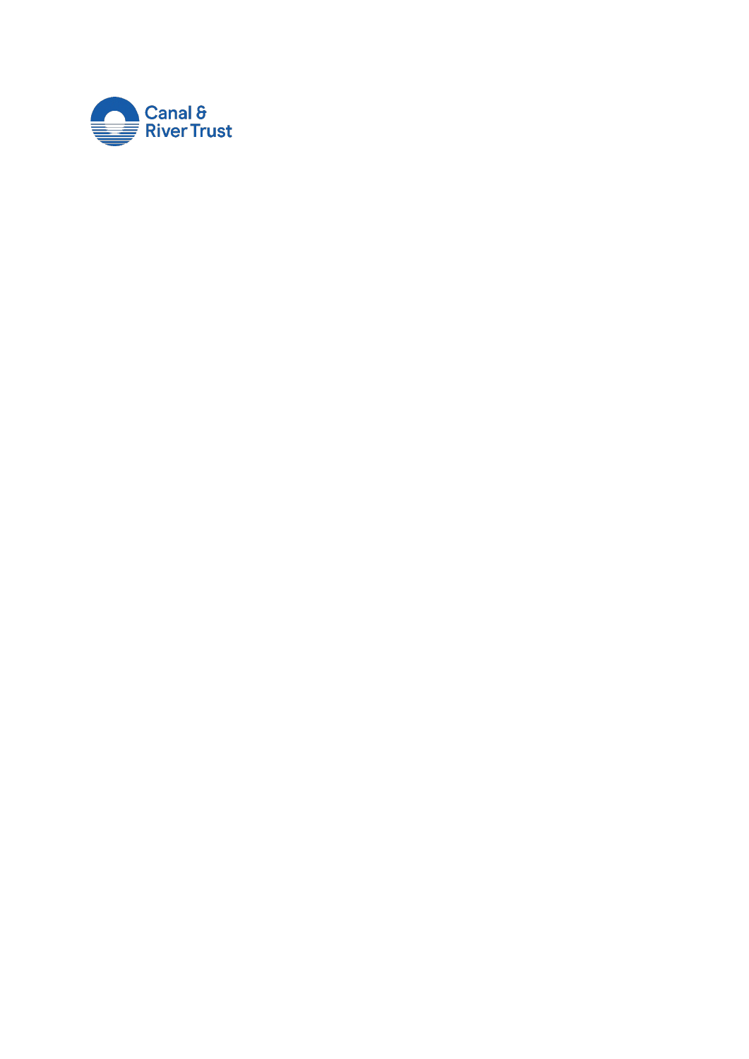Canal &
River Trust